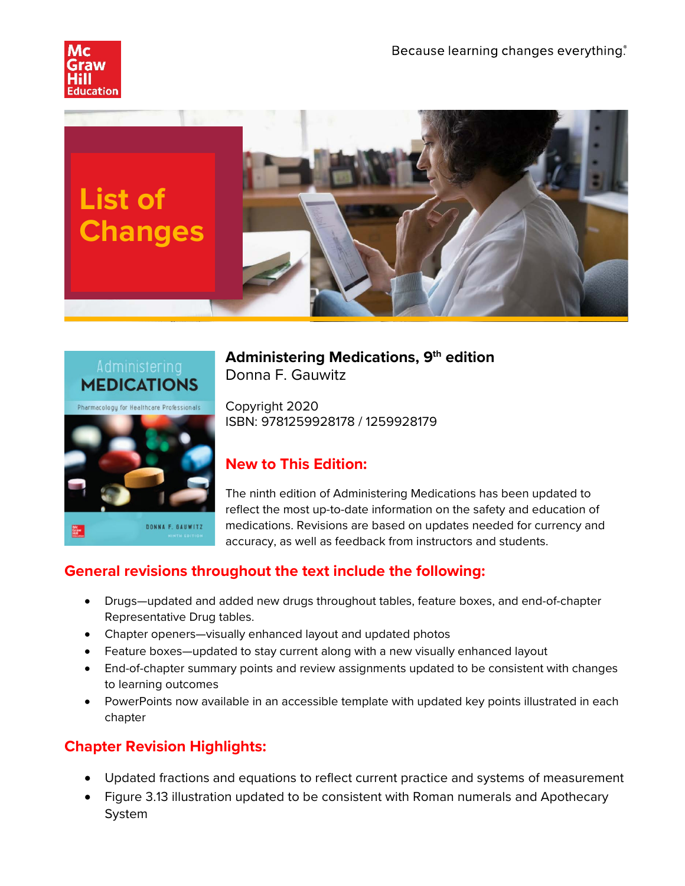Because learning changes everything.®

# List of Changes

**Administering Medications, 9th edition**
Donna F. Gauwitz

Copyright 2020
ISBN: 9781259928178 / 1259928179

## New to This Edition:

The ninth edition of Administering Medications has been updated to reflect the most up-to-date information on the safety and education of medications. Revisions are based on updates needed for currency and accuracy, as well as feedback from instructors and students.

## General revisions throughout the text include the following:

- Drugs—updated and added new drugs throughout tables, feature boxes, and end-of-chapter Representative Drug tables.
- Chapter openers—visually enhanced layout and updated photos
- Feature boxes—updated to stay current along with a new visually enhanced layout
- End-of-chapter summary points and review assignments updated to be consistent with changes to learning outcomes
- PowerPoints now available in an accessible template with updated key points illustrated in each chapter

## Chapter Revision Highlights:

- Updated fractions and equations to reflect current practice and systems of measurement
- Figure 3.13 illustration updated to be consistent with Roman numerals and Apothecary System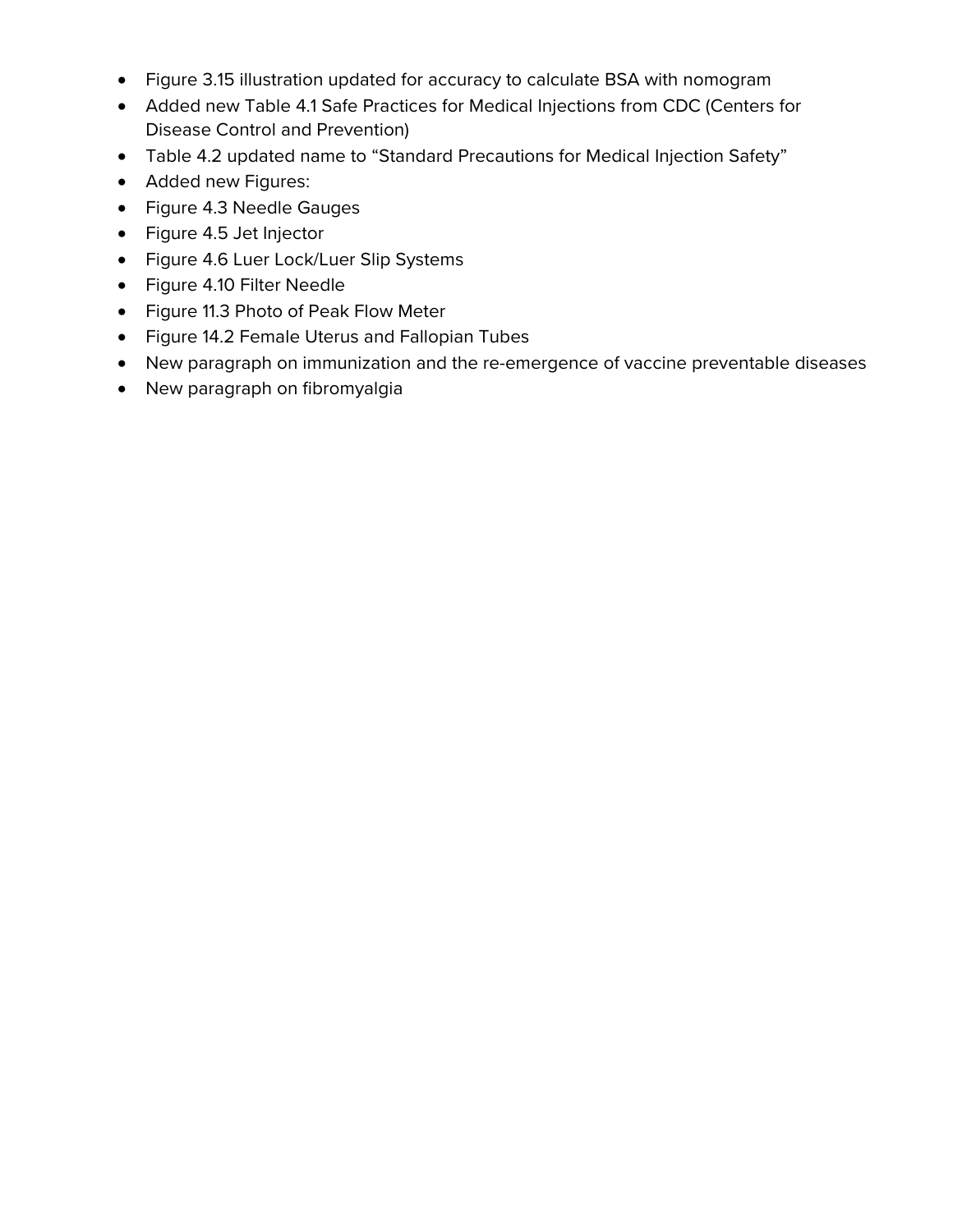- Figure 3.15 illustration updated for accuracy to calculate BSA with nomogram
- Added new Table 4.1 Safe Practices for Medical Injections from CDC (Centers for Disease Control and Prevention)
- Table 4.2 updated name to "Standard Precautions for Medical Injection Safety"
- Added new Figures:
- Figure 4.3 Needle Gauges
- Figure 4.5 Jet Injector
- Figure 4.6 Luer Lock/Luer Slip Systems
- Figure 4.10 Filter Needle
- Figure 11.3 Photo of Peak Flow Meter
- Figure 14.2 Female Uterus and Fallopian Tubes
- New paragraph on immunization and the re-emergence of vaccine preventable diseases
- New paragraph on fibromyalgia